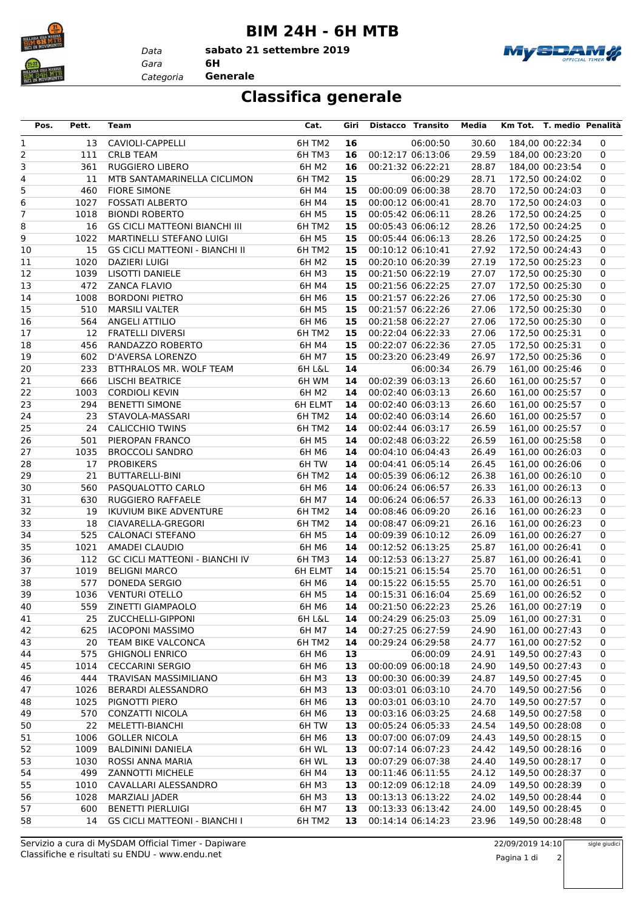# BIM 24H - 6H MTB

*Data* **sabato 21 settembre 2019**
*Gara* **6H**
*Categoria* **Generale**

## Classifica generale

| Pos. | Pett. | Team | Cat. | Giri | Distacco | Transito | Media | Km Tot. | T. medio | Penalità |
|---|---|---|---|---|---|---|---|---|---|---|
| 1 | 13 | CAVIOLI-CAPPELLI | 6H TM2 | **16** | | 06:00:50 | 30.60 | 184,00 | 00:22:34 | 0 |
| 2 | 111 | CRLB TEAM | 6H TM3 | **16** | 00:12:17 | 06:13:06 | 29.59 | 184,00 | 00:23:20 | 0 |
| 3 | 361 | RUGGIERO LIBERO | 6H M2 | **16** | 00:21:32 | 06:22:21 | 28.87 | 184,00 | 00:23:54 | 0 |
| 4 | 11 | MTB SANTAMARINELLA CICLIMON | 6H TM2 | **15** | | 06:00:29 | 28.71 | 172,50 | 00:24:02 | 0 |
| 5 | 460 | FIORE SIMONE | 6H M4 | **15** | 00:00:09 | 06:00:38 | 28.70 | 172,50 | 00:24:03 | 0 |
| 6 | 1027 | FOSSATI ALBERTO | 6H M4 | **15** | 00:00:12 | 06:00:41 | 28.70 | 172,50 | 00:24:03 | 0 |
| 7 | 1018 | BIONDI ROBERTO | 6H M5 | **15** | 00:05:42 | 06:06:11 | 28.26 | 172,50 | 00:24:25 | 0 |
| 8 | 16 | GS CICLI MATTEONI BIANCHI III | 6H TM2 | **15** | 00:05:43 | 06:06:12 | 28.26 | 172,50 | 00:24:25 | 0 |
| 9 | 1022 | MARTINELLI STEFANO LUIGI | 6H M5 | **15** | 00:05:44 | 06:06:13 | 28.26 | 172,50 | 00:24:25 | 0 |
| 10 | 15 | GS CICLI MATTEONI - BIANCHI II | 6H TM2 | **15** | 00:10:12 | 06:10:41 | 27.92 | 172,50 | 00:24:43 | 0 |
| 11 | 1020 | DAZIERI LUIGI | 6H M2 | **15** | 00:20:10 | 06:20:39 | 27.19 | 172,50 | 00:25:23 | 0 |
| 12 | 1039 | LISOTTI DANIELE | 6H M3 | **15** | 00:21:50 | 06:22:19 | 27.07 | 172,50 | 00:25:30 | 0 |
| 13 | 472 | ZANCA FLAVIO | 6H M4 | **15** | 00:21:56 | 06:22:25 | 27.07 | 172,50 | 00:25:30 | 0 |
| 14 | 1008 | BORDONI PIETRO | 6H M6 | **15** | 00:21:57 | 06:22:26 | 27.06 | 172,50 | 00:25:30 | 0 |
| 15 | 510 | MARSILI VALTER | 6H M5 | **15** | 00:21:57 | 06:22:26 | 27.06 | 172,50 | 00:25:30 | 0 |
| 16 | 564 | ANGELI ATTILIO | 6H M6 | **15** | 00:21:58 | 06:22:27 | 27.06 | 172,50 | 00:25:30 | 0 |
| 17 | 12 | FRATELLI DIVERSI | 6H TM2 | **15** | 00:22:04 | 06:22:33 | 27.06 | 172,50 | 00:25:31 | 0 |
| 18 | 456 | RANDAZZO ROBERTO | 6H M4 | **15** | 00:22:07 | 06:22:36 | 27.05 | 172,50 | 00:25:31 | 0 |
| 19 | 602 | D'AVERSA LORENZO | 6H M7 | **15** | 00:23:20 | 06:23:49 | 26.97 | 172,50 | 00:25:36 | 0 |
| 20 | 233 | BTTHRALOS MR. WOLF TEAM | 6H L&L | **14** | | 06:00:34 | 26.79 | 161,00 | 00:25:46 | 0 |
| 21 | 666 | LISCHI BEATRICE | 6H WM | **14** | 00:02:39 | 06:03:13 | 26.60 | 161,00 | 00:25:57 | 0 |
| 22 | 1003 | CORDIOLI KEVIN | 6H M2 | **14** | 00:02:40 | 06:03:13 | 26.60 | 161,00 | 00:25:57 | 0 |
| 23 | 294 | BENETTI SIMONE | 6H ELMT | **14** | 00:02:40 | 06:03:13 | 26.60 | 161,00 | 00:25:57 | 0 |
| 24 | 23 | STAVOLA-MASSARI | 6H TM2 | **14** | 00:02:40 | 06:03:14 | 26.60 | 161,00 | 00:25:57 | 0 |
| 25 | 24 | CALICCHIO TWINS | 6H TM2 | **14** | 00:02:44 | 06:03:17 | 26.59 | 161,00 | 00:25:57 | 0 |
| 26 | 501 | PIEROPAN FRANCO | 6H M5 | **14** | 00:02:48 | 06:03:22 | 26.59 | 161,00 | 00:25:58 | 0 |
| 27 | 1035 | BROCCOLI SANDRO | 6H M6 | **14** | 00:04:10 | 06:04:43 | 26.49 | 161,00 | 00:26:03 | 0 |
| 28 | 17 | PROBIKERS | 6H TW | **14** | 00:04:41 | 06:05:14 | 26.45 | 161,00 | 00:26:06 | 0 |
| 29 | 21 | BUTTARELLI-BINI | 6H TM2 | **14** | 00:05:39 | 06:06:12 | 26.38 | 161,00 | 00:26:10 | 0 |
| 30 | 560 | PASQUALOTTO CARLO | 6H M6 | **14** | 00:06:24 | 06:06:57 | 26.33 | 161,00 | 00:26:13 | 0 |
| 31 | 630 | RUGGIERO RAFFAELE | 6H M7 | **14** | 00:06:24 | 06:06:57 | 26.33 | 161,00 | 00:26:13 | 0 |
| 32 | 19 | IKUVIUM BIKE ADVENTURE | 6H TM2 | **14** | 00:08:46 | 06:09:20 | 26.16 | 161,00 | 00:26:23 | 0 |
| 33 | 18 | CIAVARELLA-GREGORI | 6H TM2 | **14** | 00:08:47 | 06:09:21 | 26.16 | 161,00 | 00:26:23 | 0 |
| 34 | 525 | CALONACI STEFANO | 6H M5 | **14** | 00:09:39 | 06:10:12 | 26.09 | 161,00 | 00:26:27 | 0 |
| 35 | 1021 | AMADEI CLAUDIO | 6H M6 | **14** | 00:12:52 | 06:13:25 | 25.87 | 161,00 | 00:26:41 | 0 |
| 36 | 112 | GC CICLI MATTEONI - BIANCHI IV | 6H TM3 | **14** | 00:12:53 | 06:13:27 | 25.87 | 161,00 | 00:26:41 | 0 |
| 37 | 1019 | BELIGNI MARCO | 6H ELMT | **14** | 00:15:21 | 06:15:54 | 25.70 | 161,00 | 00:26:51 | 0 |
| 38 | 577 | DONEDA SERGIO | 6H M6 | **14** | 00:15:22 | 06:15:55 | 25.70 | 161,00 | 00:26:51 | 0 |
| 39 | 1036 | VENTURI OTELLO | 6H M5 | **14** | 00:15:31 | 06:16:04 | 25.69 | 161,00 | 00:26:52 | 0 |
| 40 | 559 | ZINETTI GIAMPAOLO | 6H M6 | **14** | 00:21:50 | 06:22:23 | 25.26 | 161,00 | 00:27:19 | 0 |
| 41 | 25 | ZUCCHELLI-GIPPONI | 6H L&L | **14** | 00:24:29 | 06:25:03 | 25.09 | 161,00 | 00:27:31 | 0 |
| 42 | 625 | IACOPONI MASSIMO | 6H M7 | **14** | 00:27:25 | 06:27:59 | 24.90 | 161,00 | 00:27:43 | 0 |
| 43 | 20 | TEAM BIKE VALCONCA | 6H TM2 | **14** | 00:29:24 | 06:29:58 | 24.77 | 161,00 | 00:27:52 | 0 |
| 44 | 575 | GHIGNOLI ENRICO | 6H M6 | **13** | | 06:00:09 | 24.91 | 149,50 | 00:27:43 | 0 |
| 45 | 1014 | CECCARINI SERGIO | 6H M6 | **13** | 00:00:09 | 06:00:18 | 24.90 | 149,50 | 00:27:43 | 0 |
| 46 | 444 | TRAVISAN MASSIMILIANO | 6H M3 | **13** | 00:00:30 | 06:00:39 | 24.87 | 149,50 | 00:27:45 | 0 |
| 47 | 1026 | BERARDI ALESSANDRO | 6H M3 | **13** | 00:03:01 | 06:03:10 | 24.70 | 149,50 | 00:27:56 | 0 |
| 48 | 1025 | PIGNOTTI PIERO | 6H M6 | **13** | 00:03:01 | 06:03:10 | 24.70 | 149,50 | 00:27:57 | 0 |
| 49 | 570 | CONZATTI NICOLA | 6H M6 | **13** | 00:03:16 | 06:03:25 | 24.68 | 149,50 | 00:27:58 | 0 |
| 50 | 22 | MELETTI-BIANCHI | 6H TW | **13** | 00:05:24 | 06:05:33 | 24.54 | 149,50 | 00:28:08 | 0 |
| 51 | 1006 | GOLLER NICOLA | 6H M6 | **13** | 00:07:00 | 06:07:09 | 24.43 | 149,50 | 00:28:15 | 0 |
| 52 | 1009 | BALDININI DANIELA | 6H WL | **13** | 00:07:14 | 06:07:23 | 24.42 | 149,50 | 00:28:16 | 0 |
| 53 | 1030 | ROSSI ANNA MARIA | 6H WL | **13** | 00:07:29 | 06:07:38 | 24.40 | 149,50 | 00:28:17 | 0 |
| 54 | 499 | ZANNOTTI MICHELE | 6H M4 | **13** | 00:11:46 | 06:11:55 | 24.12 | 149,50 | 00:28:37 | 0 |
| 55 | 1010 | CAVALLARI ALESSANDRO | 6H M3 | **13** | 00:12:09 | 06:12:18 | 24.09 | 149,50 | 00:28:39 | 0 |
| 56 | 1028 | MARZIALI JADER | 6H M3 | **13** | 00:13:13 | 06:13:22 | 24.02 | 149,50 | 00:28:44 | 0 |
| 57 | 600 | BENETTI PIERLUIGI | 6H M7 | **13** | 00:13:33 | 06:13:42 | 24.00 | 149,50 | 00:28:45 | 0 |
| 58 | 14 | GS CICLI MATTEONI - BIANCHI I | 6H TM2 | **13** | 00:14:14 | 06:14:23 | 23.96 | 149,50 | 00:28:48 | 0 |

Servizio a cura di MySDAM Official Timer - Dapiware
Classifiche e risultati su ENDU - www.endu.net

22/09/2019 14:10

sigle giudici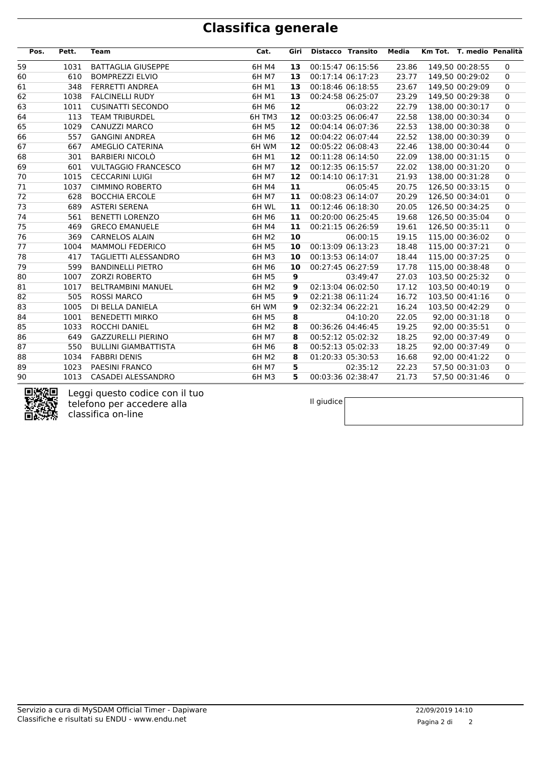# Classifica generale

| Pos. | Pett. | Team | Cat. | Giri | Distacco | Transito | Media | Km Tot. | T. medio | Penalità |
|---|---|---|---|---|---|---|---|---|---|---|
| 59 | 1031 | BATTAGLIA GIUSEPPE | 6H M4 | **13** | 00:15:47 | 06:15:56 | 23.86 | 149,50 | 00:28:55 | 0 |
| 60 | 610 | BOMPREZZI ELVIO | 6H M7 | **13** | 00:17:14 | 06:17:23 | 23.77 | 149,50 | 00:29:02 | 0 |
| 61 | 348 | FERRETTI ANDREA | 6H M1 | **13** | 00:18:46 | 06:18:55 | 23.67 | 149,50 | 00:29:09 | 0 |
| 62 | 1038 | FALCINELLI RUDY | 6H M1 | **13** | 00:24:58 | 06:25:07 | 23.29 | 149,50 | 00:29:38 | 0 |
| 63 | 1011 | CUSINATTI SECONDO | 6H M6 | **12** | | 06:03:22 | 22.79 | 138,00 | 00:30:17 | 0 |
| 64 | 113 | TEAM TRIBURDEL | 6H TM3 | **12** | 00:03:25 | 06:06:47 | 22.58 | 138,00 | 00:30:34 | 0 |
| 65 | 1029 | CANUZZI MARCO | 6H M5 | **12** | 00:04:14 | 06:07:36 | 22.53 | 138,00 | 00:30:38 | 0 |
| 66 | 557 | GANGINI ANDREA | 6H M6 | **12** | 00:04:22 | 06:07:44 | 22.52 | 138,00 | 00:30:39 | 0 |
| 67 | 667 | AMEGLIO CATERINA | 6H WM | **12** | 00:05:22 | 06:08:43 | 22.46 | 138,00 | 00:30:44 | 0 |
| 68 | 301 | BARBIERI NICOLÒ | 6H M1 | **12** | 00:11:28 | 06:14:50 | 22.09 | 138,00 | 00:31:15 | 0 |
| 69 | 601 | VULTAGGIO FRANCESCO | 6H M7 | **12** | 00:12:35 | 06:15:57 | 22.02 | 138,00 | 00:31:20 | 0 |
| 70 | 1015 | CECCARINI LUIGI | 6H M7 | **12** | 00:14:10 | 06:17:31 | 21.93 | 138,00 | 00:31:28 | 0 |
| 71 | 1037 | CIMMINO ROBERTO | 6H M4 | **11** | | 06:05:45 | 20.75 | 126,50 | 00:33:15 | 0 |
| 72 | 628 | BOCCHIA ERCOLE | 6H M7 | **11** | 00:08:23 | 06:14:07 | 20.29 | 126,50 | 00:34:01 | 0 |
| 73 | 689 | ASTERI SERENA | 6H WL | **11** | 00:12:46 | 06:18:30 | 20.05 | 126,50 | 00:34:25 | 0 |
| 74 | 561 | BENETTI LORENZO | 6H M6 | **11** | 00:20:00 | 06:25:45 | 19.68 | 126,50 | 00:35:04 | 0 |
| 75 | 469 | GRECO EMANUELE | 6H M4 | **11** | 00:21:15 | 06:26:59 | 19.61 | 126,50 | 00:35:11 | 0 |
| 76 | 369 | CARNELOS ALAIN | 6H M2 | **10** | | 06:00:15 | 19.15 | 115,00 | 00:36:02 | 0 |
| 77 | 1004 | MAMMOLI FEDERICO | 6H M5 | **10** | 00:13:09 | 06:13:23 | 18.48 | 115,00 | 00:37:21 | 0 |
| 78 | 417 | TAGLIETTI ALESSANDRO | 6H M3 | **10** | 00:13:53 | 06:14:07 | 18.44 | 115,00 | 00:37:25 | 0 |
| 79 | 599 | BANDINELLI PIETRO | 6H M6 | **10** | 00:27:45 | 06:27:59 | 17.78 | 115,00 | 00:38:48 | 0 |
| 80 | 1007 | ZORZI ROBERTO | 6H M5 | **9** | | 03:49:47 | 27.03 | 103,50 | 00:25:32 | 0 |
| 81 | 1017 | BELTRAMBINI MANUEL | 6H M2 | **9** | 02:13:04 | 06:02:50 | 17.12 | 103,50 | 00:40:19 | 0 |
| 82 | 505 | ROSSI MARCO | 6H M5 | **9** | 02:21:38 | 06:11:24 | 16.72 | 103,50 | 00:41:16 | 0 |
| 83 | 1005 | DI BELLA DANIELA | 6H WM | **9** | 02:32:34 | 06:22:21 | 16.24 | 103,50 | 00:42:29 | 0 |
| 84 | 1001 | BENEDETTI MIRKO | 6H M5 | **8** | | 04:10:20 | 22.05 | 92,00 | 00:31:18 | 0 |
| 85 | 1033 | ROCCHI DANIEL | 6H M2 | **8** | 00:36:26 | 04:46:45 | 19.25 | 92,00 | 00:35:51 | 0 |
| 86 | 649 | GAZZURELLI PIERINO | 6H M7 | **8** | 00:52:12 | 05:02:32 | 18.25 | 92,00 | 00:37:49 | 0 |
| 87 | 550 | BULLINI GIAMBATTISTA | 6H M6 | **8** | 00:52:13 | 05:02:33 | 18.25 | 92,00 | 00:37:49 | 0 |
| 88 | 1034 | FABBRI DENIS | 6H M2 | **8** | 01:20:33 | 05:30:53 | 16.68 | 92,00 | 00:41:22 | 0 |
| 89 | 1023 | PAESINI FRANCO | 6H M7 | **5** | | 02:35:12 | 22.23 | 57,50 | 00:31:03 | 0 |
| 90 | 1013 | CASADEI ALESSANDRO | 6H M3 | **5** | 00:03:36 | 02:38:47 | 21.73 | 57,50 | 00:31:46 | 0 |

Leggi questo codice con il tuo telefono per accedere alla classifica on-line

Il giudice

Servizio a cura di MySDAM Official Timer - Dapiware
Classifiche e risultati su ENDU - www.endu.net

22/09/2019 14:10